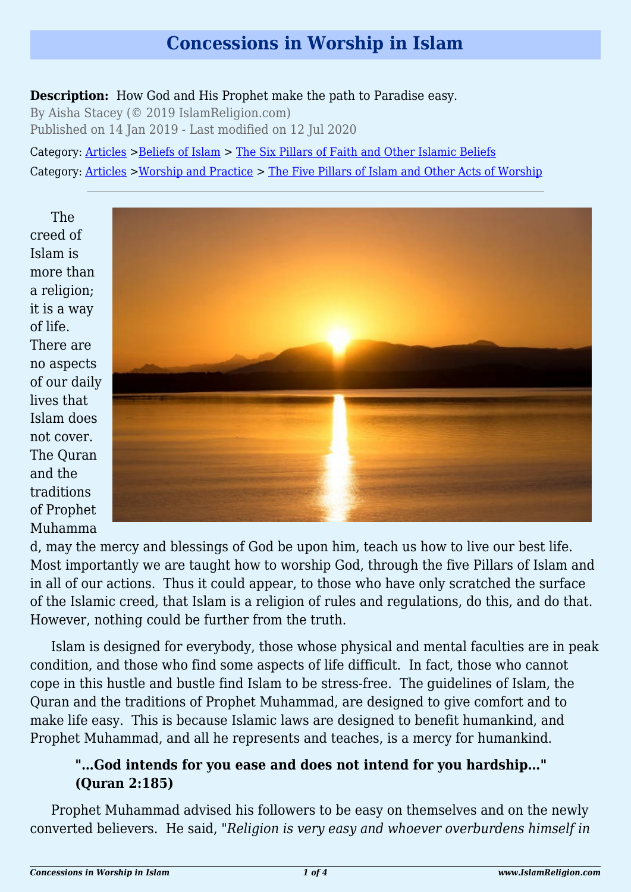# Concessions in Worship in Islam

**Description:** How God and His Prophet make the path to Paradise easy.

By Aisha Stacey (© 2019 IslamReligion.com)

Published on 14 Jan 2019 - Last modified on 12 Jul 2020

Category: Articles >Beliefs of Islam > The Six Pillars of Faith and Other Islamic Beliefs

Category: Articles >Worship and Practice > The Five Pillars of Islam and Other Acts of Worship

---

The creed of Islam is more than a religion; it is a way of life. There are no aspects of our daily lives that Islam does not cover. The Quran and the traditions of Prophet Muhammad, may the mercy and blessings of God be upon him, teach us how to live our best life. Most importantly we are taught how to worship God, through the five Pillars of Islam and in all of our actions. Thus it could appear, to those who have only scratched the surface of the Islamic creed, that Islam is a religion of rules and regulations, do this, and do that. However, nothing could be further from the truth.

Islam is designed for everybody, those whose physical and mental faculties are in peak condition, and those who find some aspects of life difficult. In fact, those who cannot cope in this hustle and bustle find Islam to be stress-free. The guidelines of Islam, the Quran and the traditions of Prophet Muhammad, are designed to give comfort and to make life easy. This is because Islamic laws are designed to benefit humankind, and Prophet Muhammad, and all he represents and teaches, is a mercy for humankind.

> **"…God intends for you ease and does not intend for you hardship…" (Quran 2:185)**

Prophet Muhammad advised his followers to be easy on themselves and on the newly converted believers. He said, "*Religion is very easy and whoever overburdens himself in*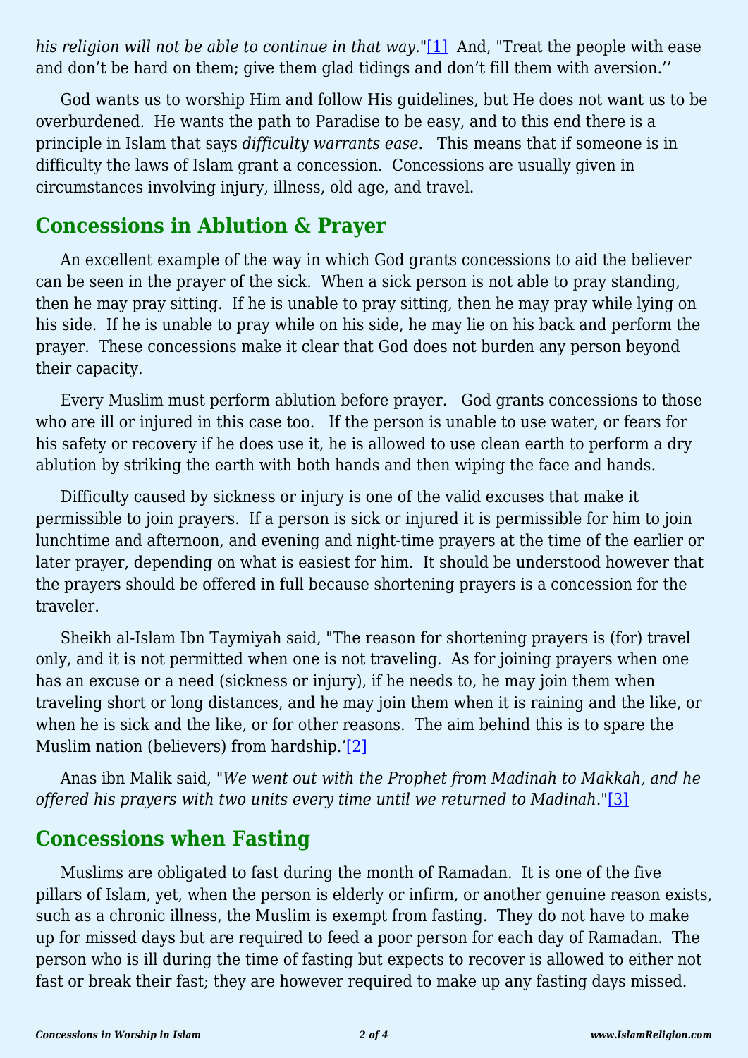*his religion will not be able to continue in that way.*"[1] And, "Treat the people with ease and don't be hard on them; give them glad tidings and don't fill them with aversion.''

God wants us to worship Him and follow His guidelines, but He does not want us to be overburdened. He wants the path to Paradise to be easy, and to this end there is a principle in Islam that says *difficulty warrants ease*. This means that if someone is in difficulty the laws of Islam grant a concession. Concessions are usually given in circumstances involving injury, illness, old age, and travel.

## Concessions in Ablution & Prayer

An excellent example of the way in which God grants concessions to aid the believer can be seen in the prayer of the sick. When a sick person is not able to pray standing, then he may pray sitting. If he is unable to pray sitting, then he may pray while lying on his side. If he is unable to pray while on his side, he may lie on his back and perform the prayer. These concessions make it clear that God does not burden any person beyond their capacity.

Every Muslim must perform ablution before prayer. God grants concessions to those who are ill or injured in this case too. If the person is unable to use water, or fears for his safety or recovery if he does use it, he is allowed to use clean earth to perform a dry ablution by striking the earth with both hands and then wiping the face and hands.

Difficulty caused by sickness or injury is one of the valid excuses that make it permissible to join prayers. If a person is sick or injured it is permissible for him to join lunchtime and afternoon, and evening and night-time prayers at the time of the earlier or later prayer, depending on what is easiest for him. It should be understood however that the prayers should be offered in full because shortening prayers is a concession for the traveler.

Sheikh al-Islam Ibn Taymiyah said, "The reason for shortening prayers is (for) travel only, and it is not permitted when one is not traveling. As for joining prayers when one has an excuse or a need (sickness or injury), if he needs to, he may join them when traveling short or long distances, and he may join them when it is raining and the like, or when he is sick and the like, or for other reasons. The aim behind this is to spare the Muslim nation (believers) from hardship.'[2]

Anas ibn Malik said, "*We went out with the Prophet from Madinah to Makkah, and he offered his prayers with two units every time until we returned to Madinah.*"[3]

## Concessions when Fasting

Muslims are obligated to fast during the month of Ramadan. It is one of the five pillars of Islam, yet, when the person is elderly or infirm, or another genuine reason exists, such as a chronic illness, the Muslim is exempt from fasting. They do not have to make up for missed days but are required to feed a poor person for each day of Ramadan. The person who is ill during the time of fasting but expects to recover is allowed to either not fast or break their fast; they are however required to make up any fasting days missed.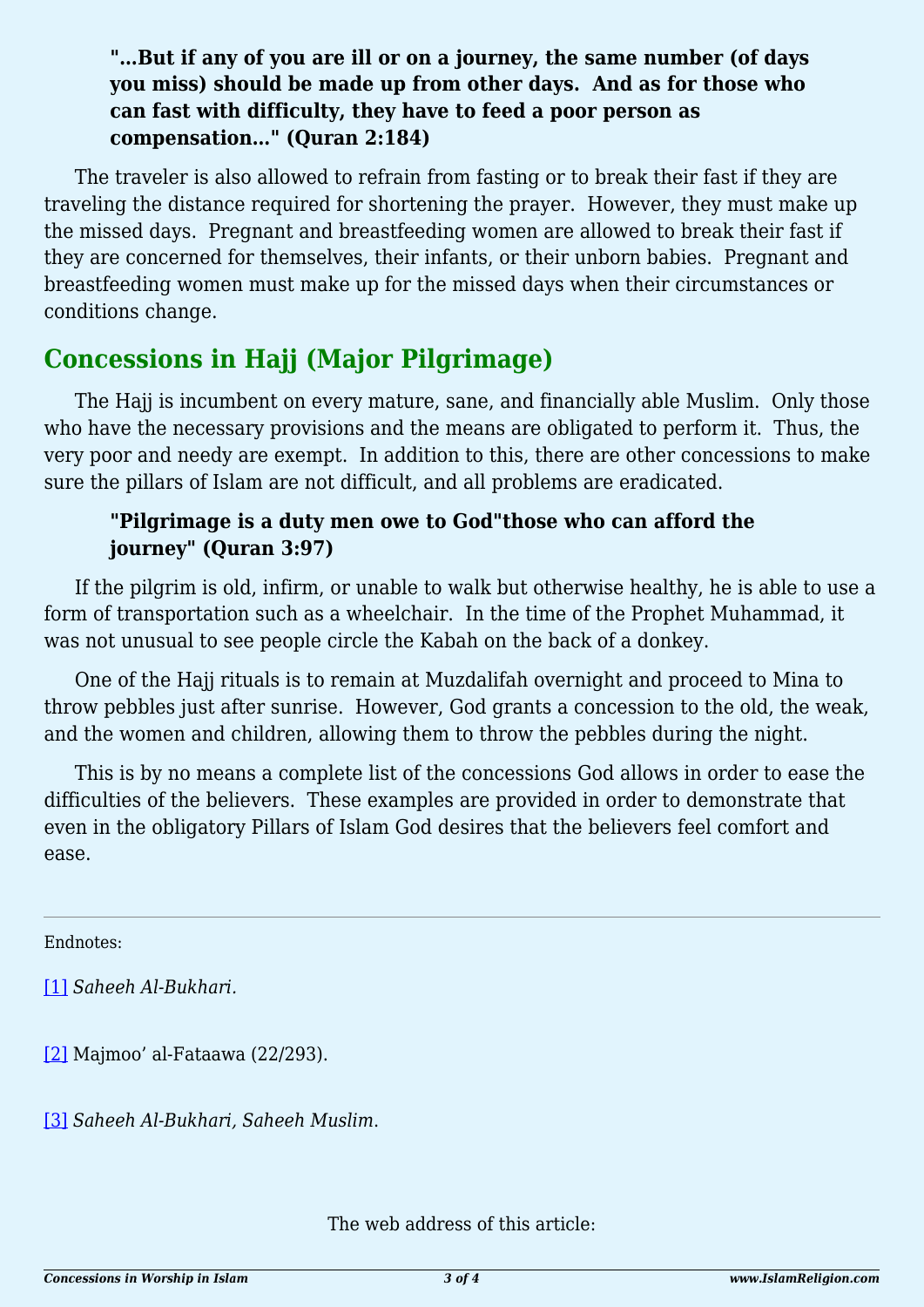> **"…But if any of you are ill or on a journey, the same number (of days you miss) should be made up from other days.  And as for those who can fast with difficulty, they have to feed a poor person as compensation…" (Quran 2:184)**

The traveler is also allowed to refrain from fasting or to break their fast if they are traveling the distance required for shortening the prayer.  However, they must make up the missed days.  Pregnant and breastfeeding women are allowed to break their fast if they are concerned for themselves, their infants, or their unborn babies.  Pregnant and breastfeeding women must make up for the missed days when their circumstances or conditions change.

## Concessions in Hajj (Major Pilgrimage)

The Hajj is incumbent on every mature, sane, and financially able Muslim.  Only those who have the necessary provisions and the means are obligated to perform it.  Thus, the very poor and needy are exempt.  In addition to this, there are other concessions to make sure the pillars of Islam are not difficult, and all problems are eradicated.

> **"Pilgrimage is a duty men owe to God"those who can afford the journey" (Quran 3:97)**

If the pilgrim is old, infirm, or unable to walk but otherwise healthy, he is able to use a form of transportation such as a wheelchair.  In the time of the Prophet Muhammad, it was not unusual to see people circle the Kabah on the back of a donkey.

One of the Hajj rituals is to remain at Muzdalifah overnight and proceed to Mina to throw pebbles just after sunrise.  However, God grants a concession to the old, the weak, and the women and children, allowing them to throw the pebbles during the night.

This is by no means a complete list of the concessions God allows in order to ease the difficulties of the believers.  These examples are provided in order to demonstrate that even in the obligatory Pillars of Islam God desires that the believers feel comfort and ease.

---

Endnotes:

[1] *Saheeh Al-Bukhari.*

[2] Majmoo' al-Fataawa (22/293).

[3] *Saheeh Al-Bukhari, Saheeh Muslim.*

The web address of this article: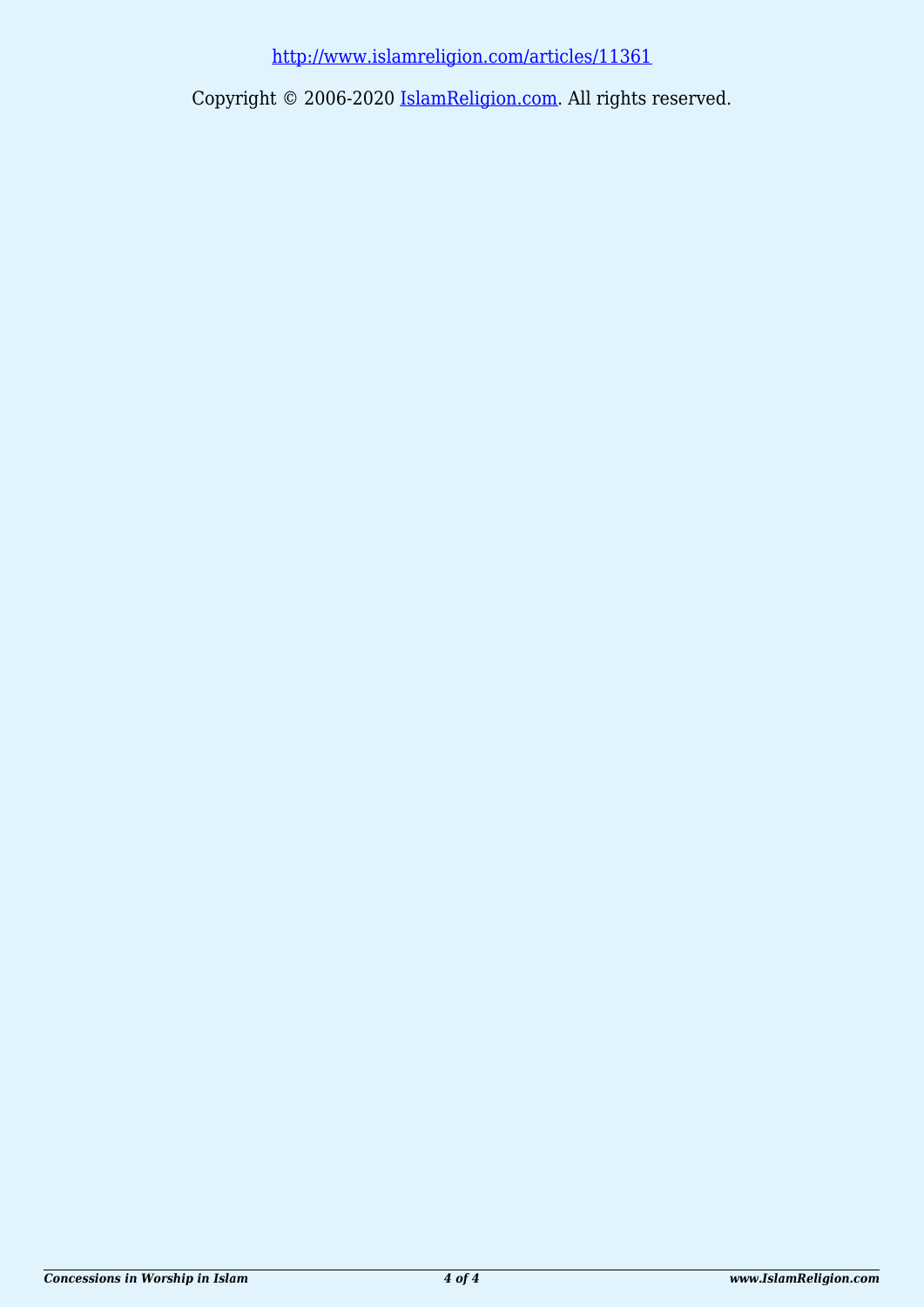http://www.islamreligion.com/articles/11361

Copyright © 2006-2020 IslamReligion.com. All rights reserved.